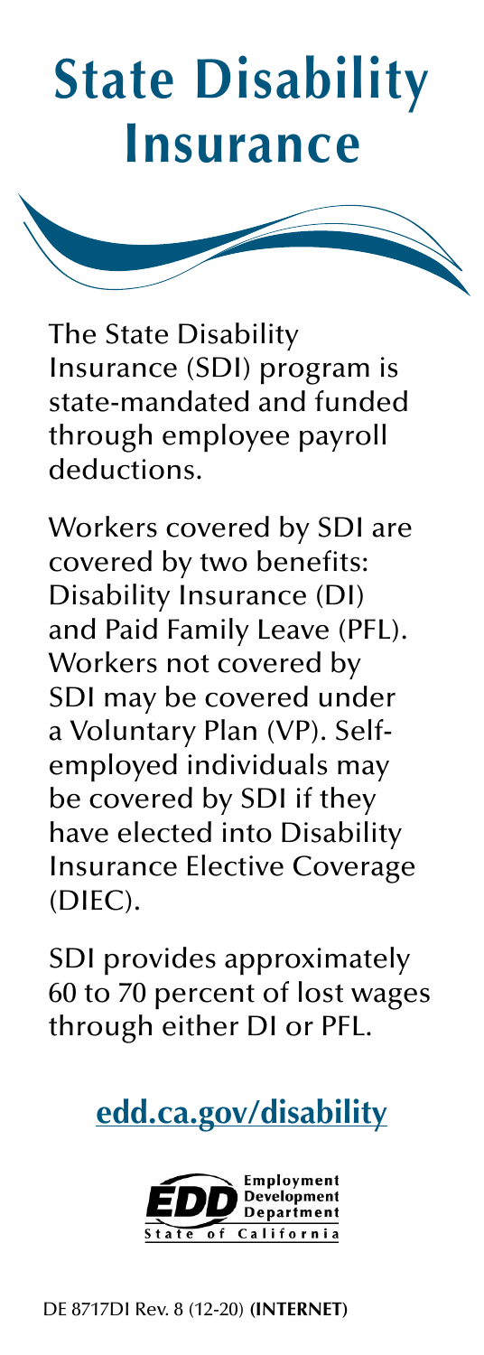# State Disability Insurance

The State Disability Insurance (SDI) program is state-mandated and funded through employee payroll deductions.

Workers covered by SDI are covered by two benefits: Disability Insurance (DI) and Paid Family Leave (PFL). Workers not covered by SDI may be covered under a Voluntary Plan (VP). Self-employed individuals may be covered by SDI if they have elected into Disability Insurance Elective Coverage (DIEC).

SDI provides approximately 60 to 70 percent of lost wages through either DI or PFL.

## edd.ca.gov/disability

EDD Employment Development Department State of California

DE 8717DI Rev. 8 (12-20) **(INTERNET)**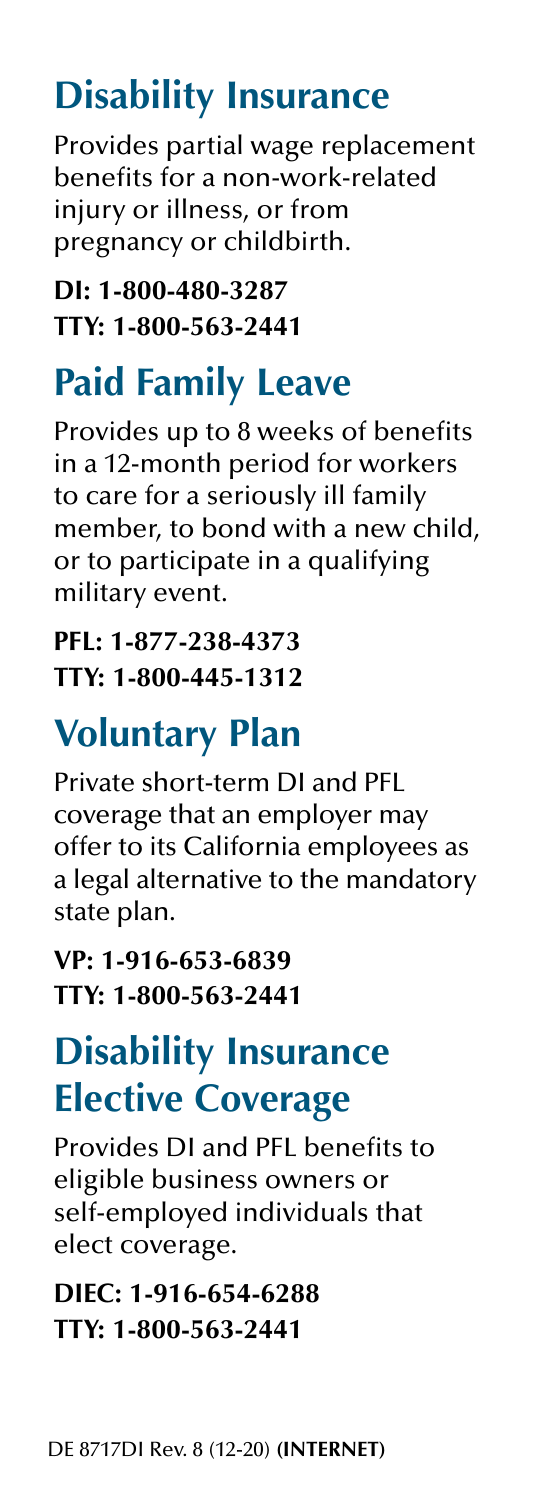## Disability Insurance

Provides partial wage replacement benefits for a non-work-related injury or illness, or from pregnancy or childbirth.

**DI: 1-800-480-3287**
**TTY: 1-800-563-2441**

## Paid Family Leave

Provides up to 8 weeks of benefits in a 12-month period for workers to care for a seriously ill family member, to bond with a new child, or to participate in a qualifying military event.

**PFL: 1-877-238-4373**
**TTY: 1-800-445-1312**

## Voluntary Plan

Private short-term DI and PFL coverage that an employer may offer to its California employees as a legal alternative to the mandatory state plan.

**VP: 1-916-653-6839**
**TTY: 1-800-563-2441**

## Disability Insurance Elective Coverage

Provides DI and PFL benefits to eligible business owners or self-employed individuals that elect coverage.

**DIEC: 1-916-654-6288**
**TTY: 1-800-563-2441**

DE 8717DI Rev. 8 (12-20) **(INTERNET)**